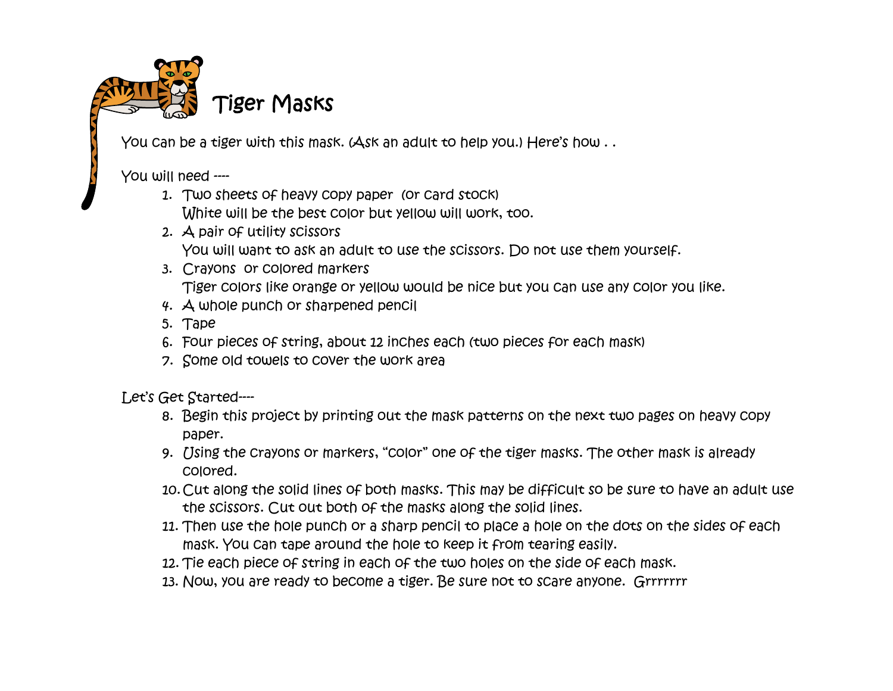# Tiger Masks

You can be a tiger with this mask. (Ask an adult to help you.) Here's how . .

You will need ----

1. Two sheets of heavy copy paper (or card stock)
   White will be the best color but yellow will work, too.
2. A pair of utility scissors
   You will want to ask an adult to use the scissors. Do not use them yourself.
3. Crayons or colored markers
   Tiger colors like orange or yellow would be nice but you can use any color you like.
4. A whole punch or sharpened pencil
5. Tape
6. Four pieces of string, about 12 inches each (two pieces for each mask)
7. Some old towels to cover the work area

Let's Get Started----

8. Begin this project by printing out the mask patterns on the next two pages on heavy copy paper.
9. Using the crayons or markers, "color" one of the tiger masks. The other mask is already colored.
10. Cut along the solid lines of both masks. This may be difficult so be sure to have an adult use the scissors. Cut out both of the masks along the solid lines.
11. Then use the hole punch or a sharp pencil to place a hole on the dots on the sides of each mask. You can tape around the hole to keep it from tearing easily.
12. Tie each piece of string in each of the two holes on the side of each mask.
13. Now, you are ready to become a tiger. Be sure not to scare anyone. Grrrrrrr